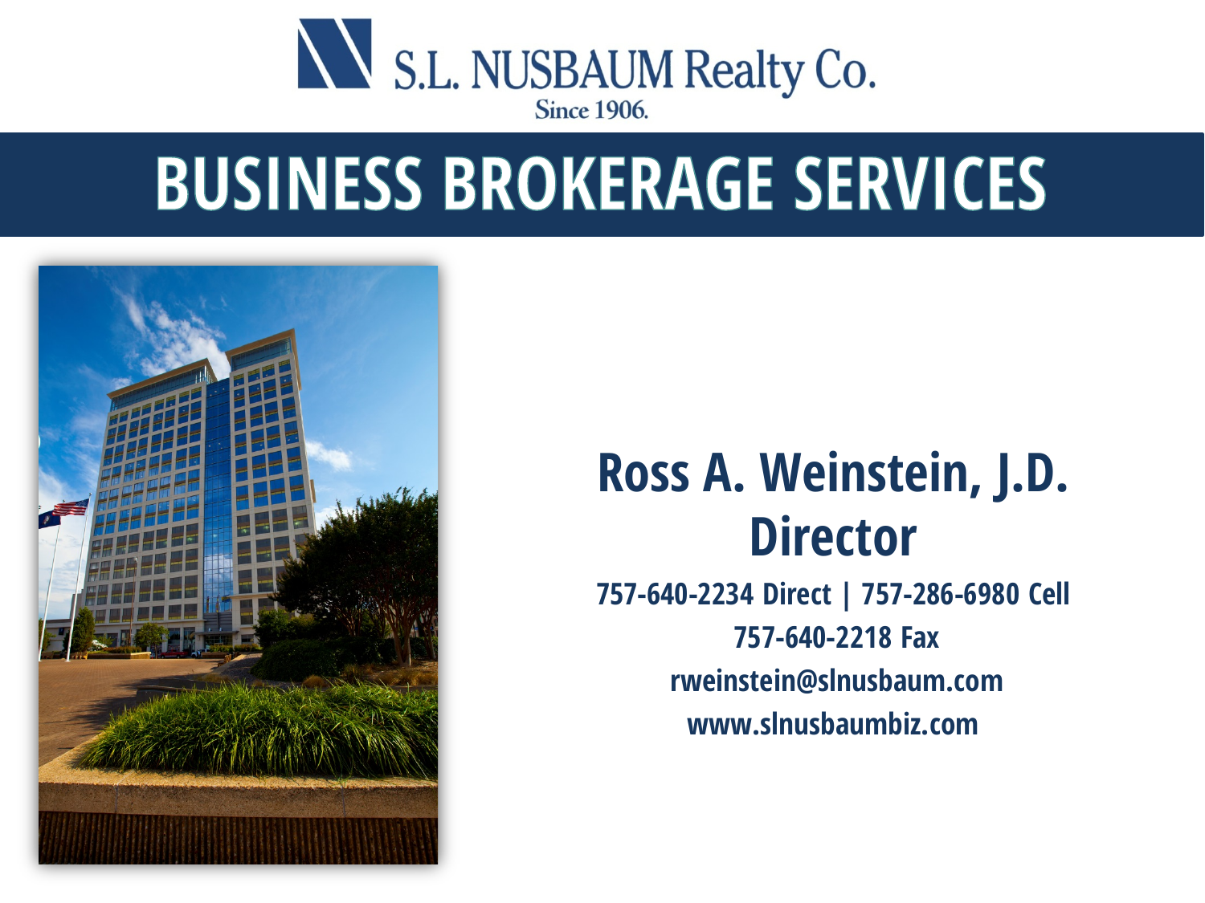S.L. NUSBAUM Realty Co.
Since 1906.

# BUSINESS BROKERAGE SERVICES

## Ross A. Weinstein, J.D.
## Director

**757-640-2234 Direct | 757-286-6980 Cell**

**757-640-2218 Fax**

**rweinstein@slnusbaum.com**

**www.slnusbaumbiz.com**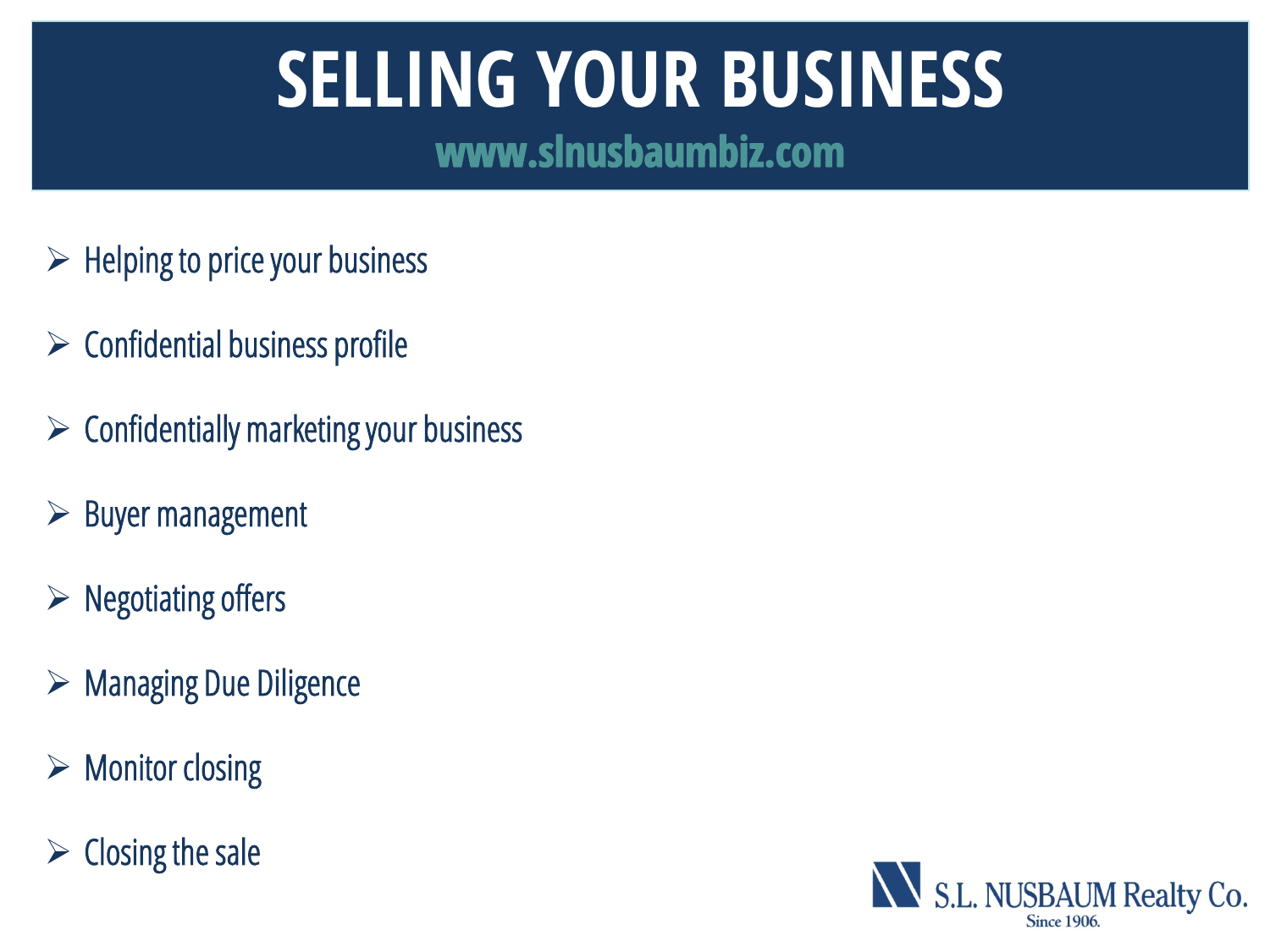# SELLING YOUR BUSINESS

**www.slnusbaumbiz.com**

- Helping to price your business
- Confidential business profile
- Confidentially marketing your business
- Buyer management
- Negotiating offers
- Managing Due Diligence
- Monitor closing
- Closing the sale

S.L. NUSBAUM Realty Co.
Since 1906.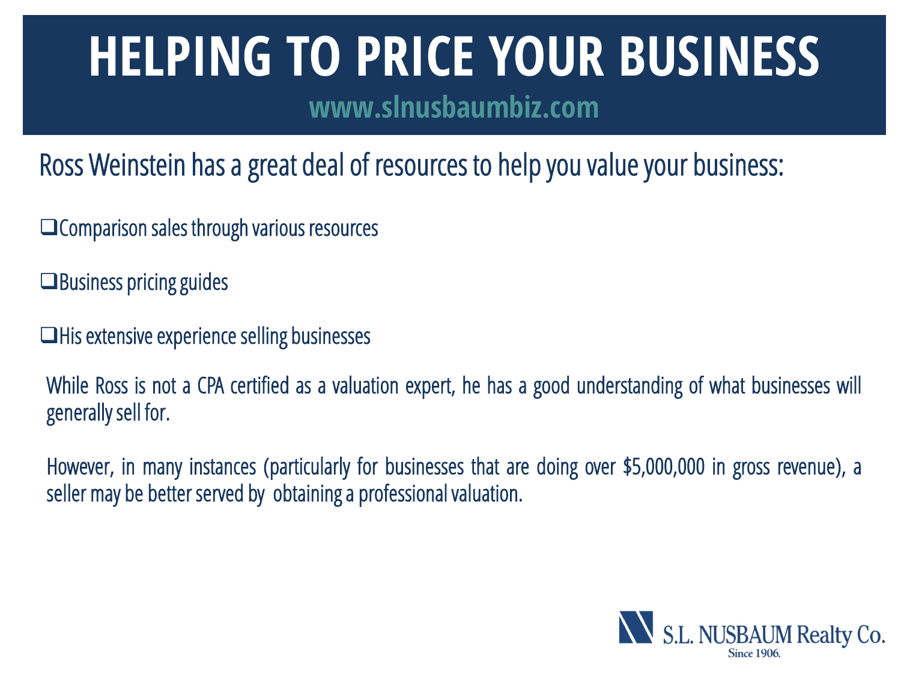# HELPING TO PRICE YOUR BUSINESS

**www.slnusbaumbiz.com**

Ross Weinstein has a great deal of resources to help you value your business:

- ❑ Comparison sales through various resources
- ❑ Business pricing guides
- ❑ His extensive experience selling businesses

While Ross is not a CPA certified as a valuation expert, he has a good understanding of what businesses will generally sell for.

However, in many instances (particularly for businesses that are doing over $5,000,000 in gross revenue), a seller may be better served by obtaining a professional valuation.

S.L. NUSBAUM Realty Co.
Since 1906.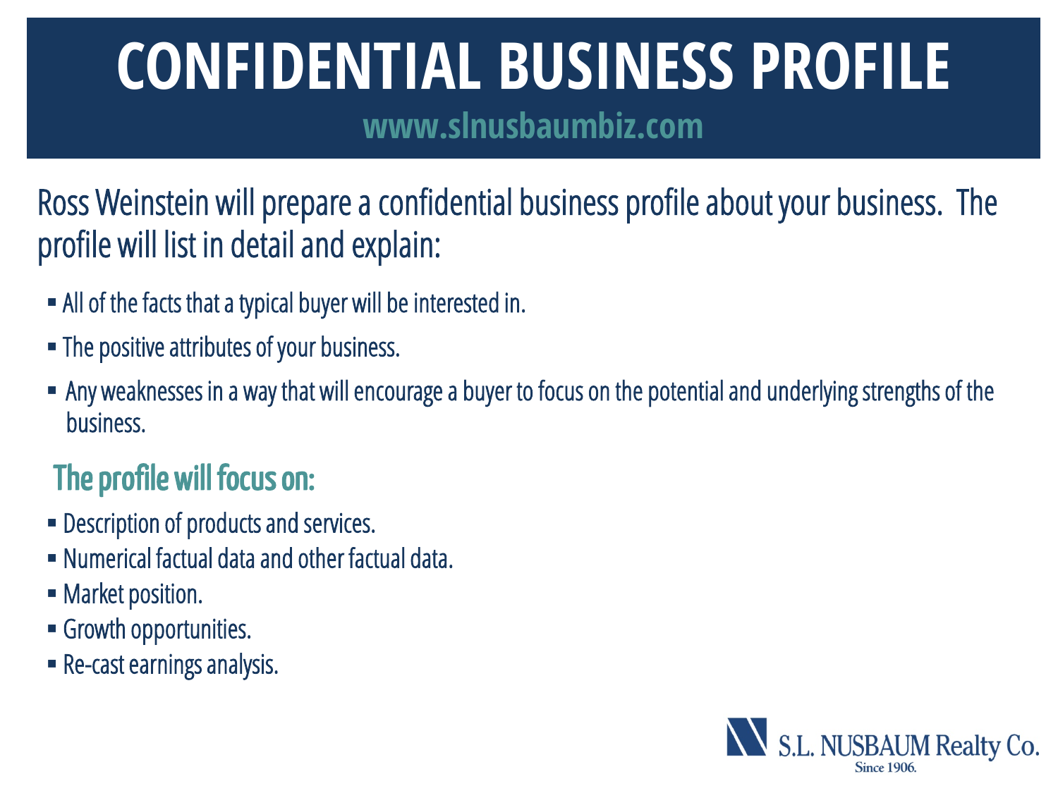# CONFIDENTIAL BUSINESS PROFILE

www.slnusbaumbiz.com

Ross Weinstein will prepare a confidential business profile about your business. The profile will list in detail and explain:

- All of the facts that a typical buyer will be interested in.
- The positive attributes of your business.
- Any weaknesses in a way that will encourage a buyer to focus on the potential and underlying strengths of the business.

## The profile will focus on:

- Description of products and services.
- Numerical factual data and other factual data.
- Market position.
- Growth opportunities.
- Re-cast earnings analysis.

S.L. NUSBAUM Realty Co.
Since 1906.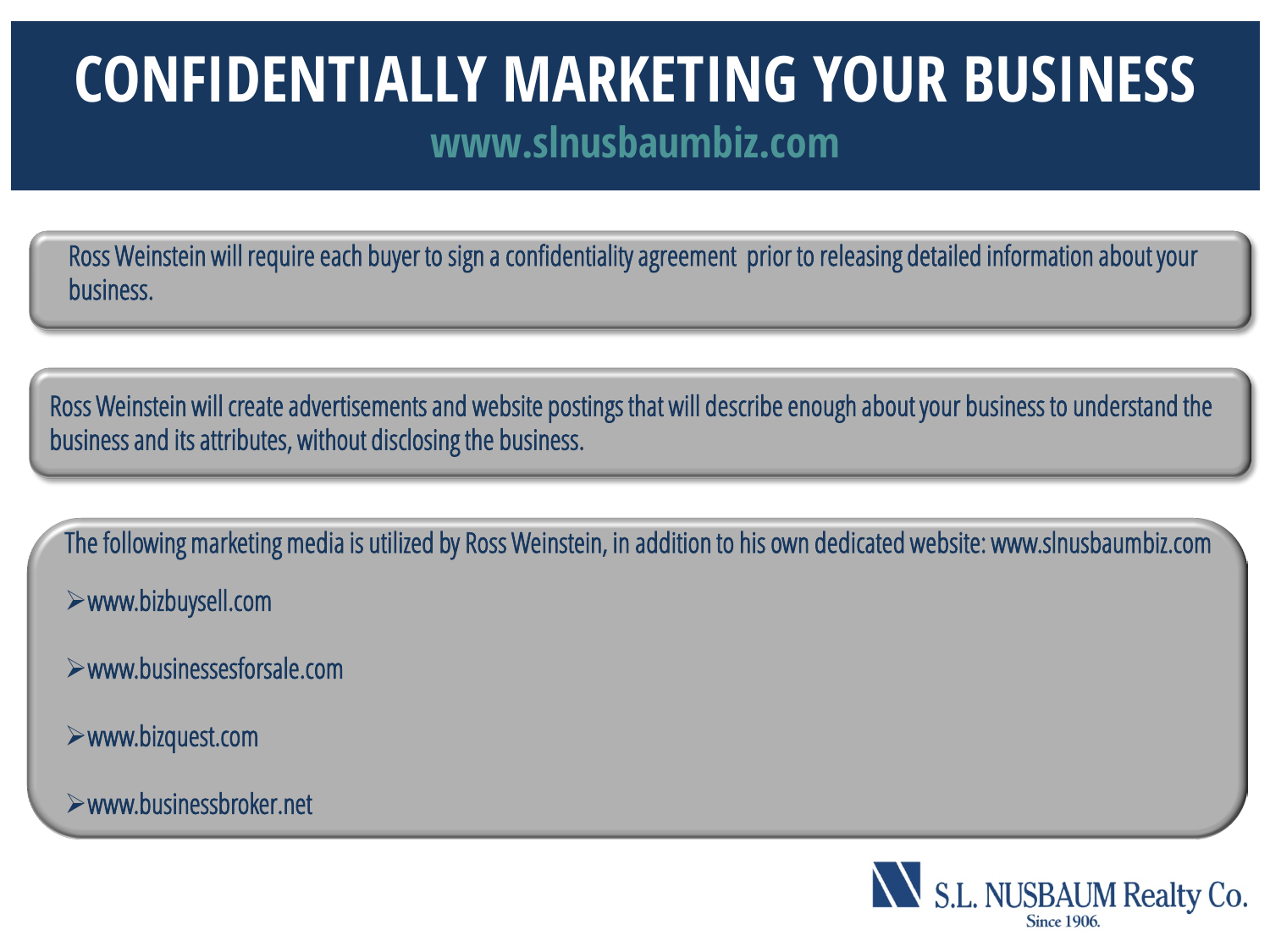# CONFIDENTIALLY MARKETING YOUR BUSINESS

## www.slnusbaumbiz.com

Ross Weinstein will require each buyer to sign a confidentiality agreement prior to releasing detailed information about your business.

Ross Weinstein will create advertisements and website postings that will describe enough about your business to understand the business and its attributes, without disclosing the business.

The following marketing media is utilized by Ross Weinstein, in addition to his own dedicated website: www.slnusbaumbiz.com

- www.bizbuysell.com
- www.businessesforsale.com
- www.bizquest.com
- www.businessbroker.net

S.L. NUSBAUM Realty Co.
Since 1906.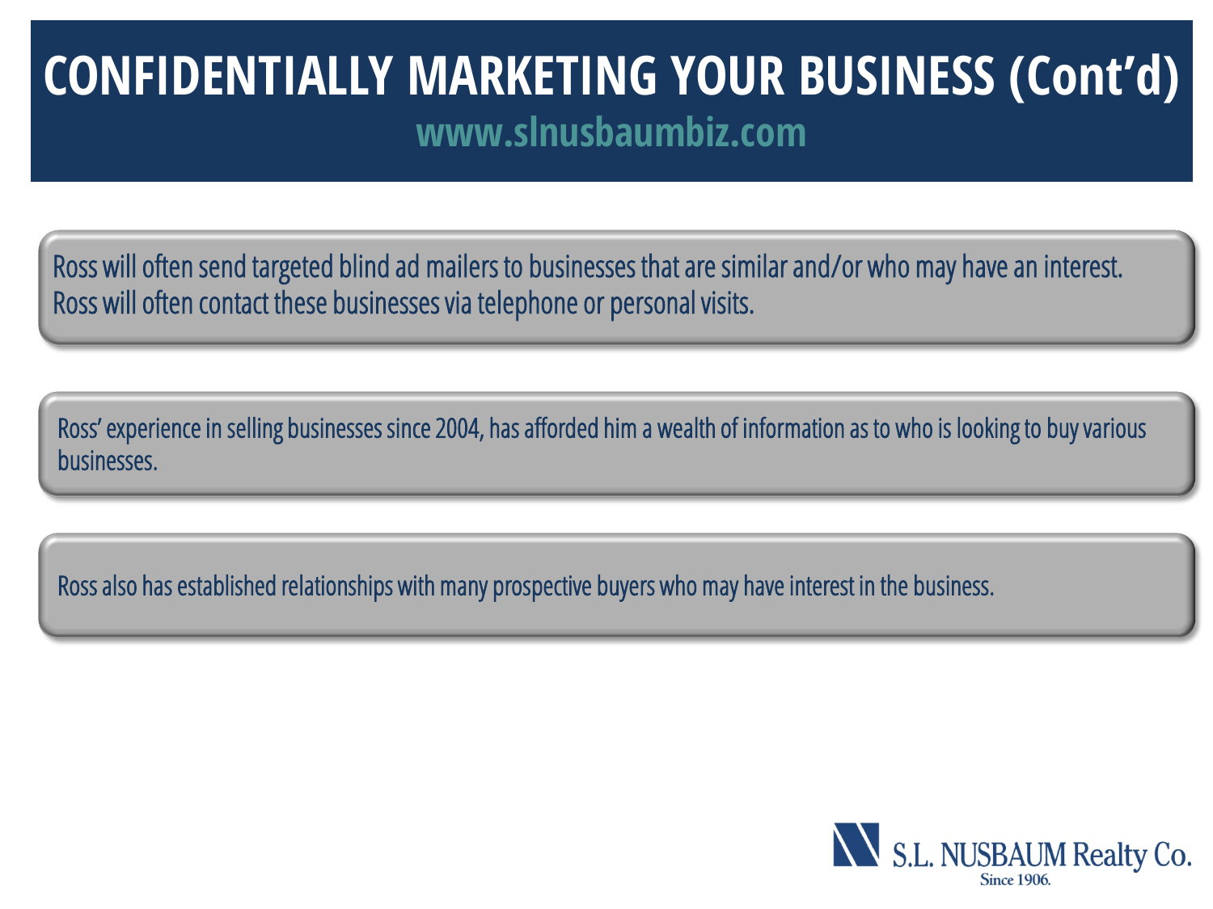# CONFIDENTIALLY MARKETING YOUR BUSINESS (Cont'd)

**www.slnusbaumbiz.com**

Ross will often send targeted blind ad mailers to businesses that are similar and/or who may have an interest. Ross will often contact these businesses via telephone or personal visits.

Ross' experience in selling businesses since 2004, has afforded him a wealth of information as to who is looking to buy various businesses.

Ross also has established relationships with many prospective buyers who may have interest in the business.

S.L. NUSBAUM Realty Co.
Since 1906.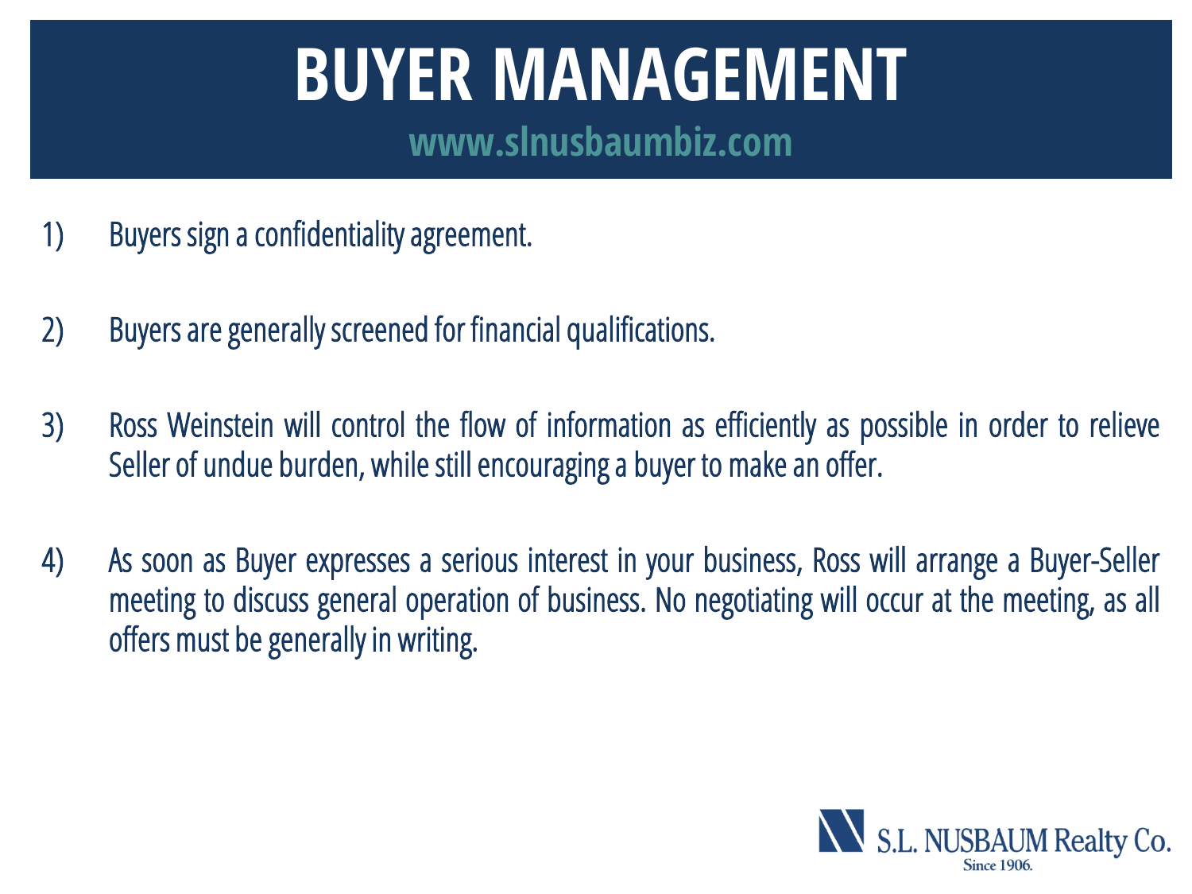# BUYER MANAGEMENT

**www.slnusbaumbiz.com**

1) Buyers sign a confidentiality agreement.

2) Buyers are generally screened for financial qualifications.

3) Ross Weinstein will control the flow of information as efficiently as possible in order to relieve Seller of undue burden, while still encouraging a buyer to make an offer.

4) As soon as Buyer expresses a serious interest in your business, Ross will arrange a Buyer-Seller meeting to discuss general operation of business. No negotiating will occur at the meeting, as all offers must be generally in writing.

S.L. NUSBAUM Realty Co.
Since 1906.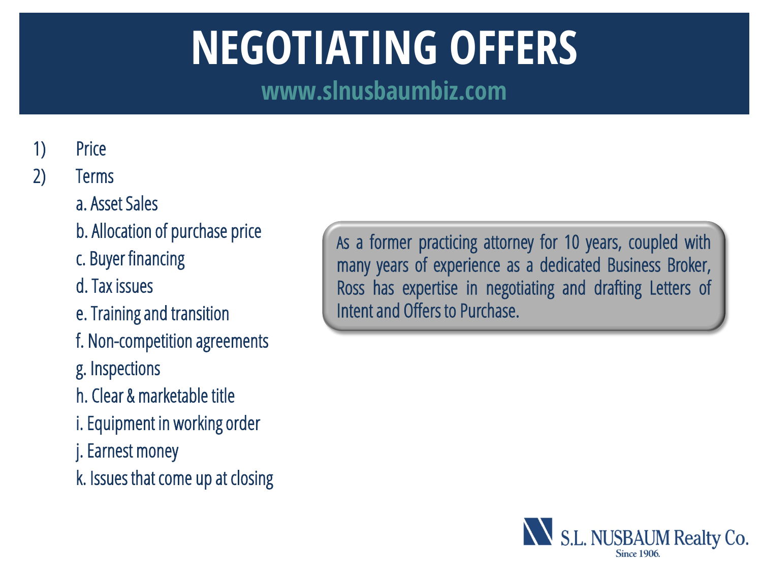# NEGOTIATING OFFERS

www.slnusbaumbiz.com

1) Price
2) Terms
   - a. Asset Sales
   - b. Allocation of purchase price
   - c. Buyer financing
   - d. Tax issues
   - e. Training and transition
   - f. Non-competition agreements
   - g. Inspections
   - h. Clear & marketable title
   - i. Equipment in working order
   - j. Earnest money
   - k. Issues that come up at closing

As a former practicing attorney for 10 years, coupled with many years of experience as a dedicated Business Broker, Ross has expertise in negotiating and drafting Letters of Intent and Offers to Purchase.

S.L. NUSBAUM Realty Co.
Since 1906.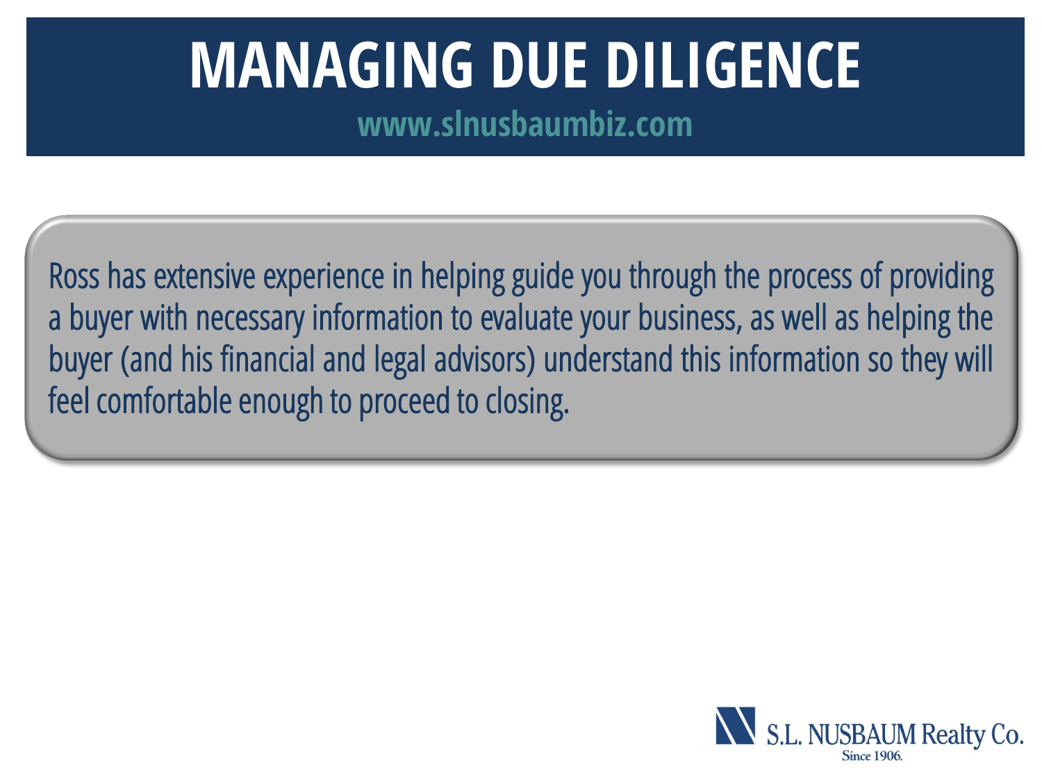# MANAGING DUE DILIGENCE

www.slnusbaumbiz.com

Ross has extensive experience in helping guide you through the process of providing a buyer with necessary information to evaluate your business, as well as helping the buyer (and his financial and legal advisors) understand this information so they will feel comfortable enough to proceed to closing.

S.L. NUSBAUM Realty Co.
Since 1906.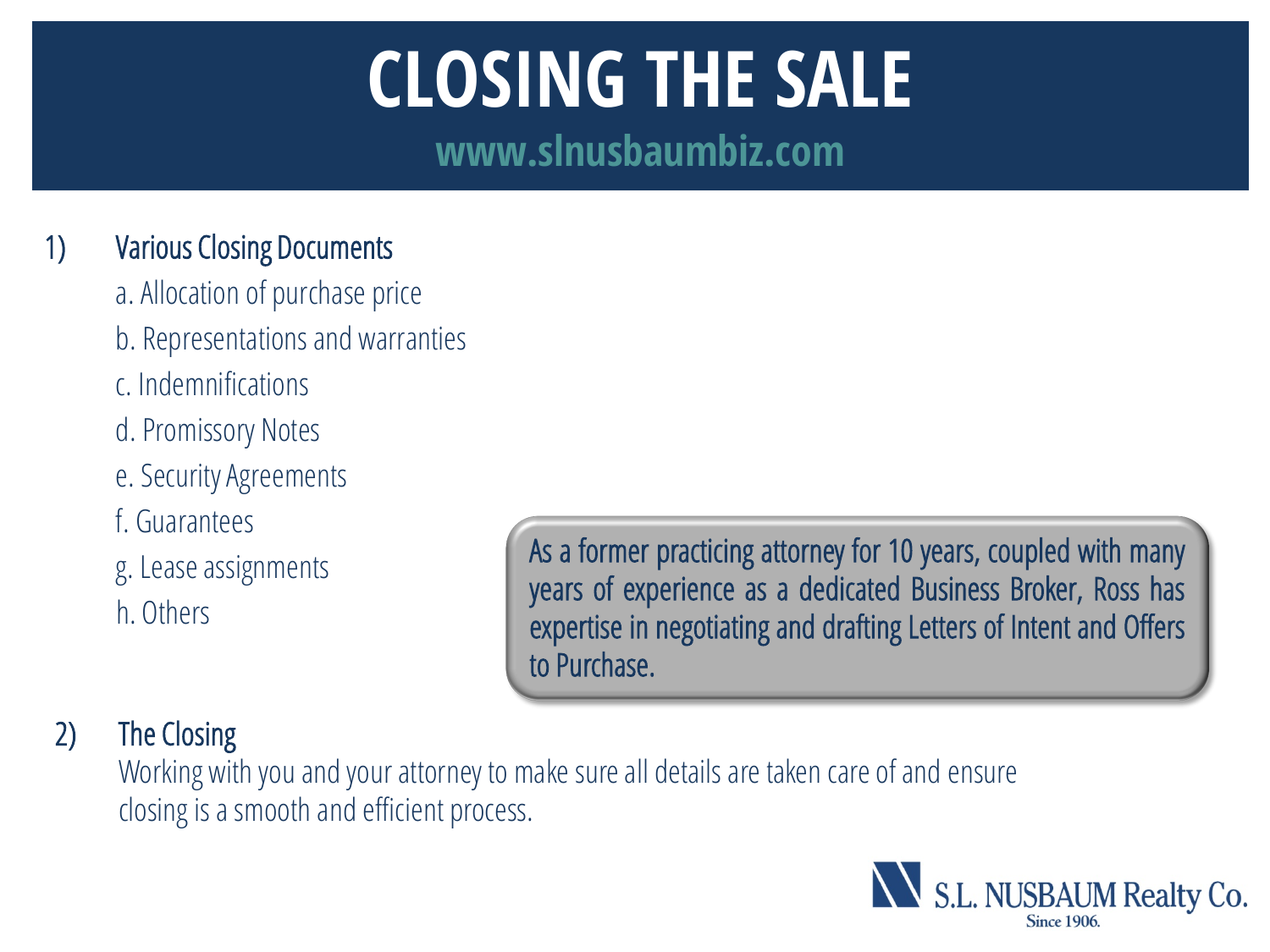# CLOSING THE SALE

www.slnusbaumbiz.com

1) Various Closing Documents

   a. Allocation of purchase price

   b. Representations and warranties

   c. Indemnifications

   d. Promissory Notes

   e. Security Agreements

   f. Guarantees

   g. Lease assignments

   h. Others

As a former practicing attorney for 10 years, coupled with many years of experience as a dedicated Business Broker, Ross has expertise in negotiating and drafting Letters of Intent and Offers to Purchase.

2) The Closing

   Working with you and your attorney to make sure all details are taken care of and ensure closing is a smooth and efficient process.

S.L. NUSBAUM Realty Co.
Since 1906.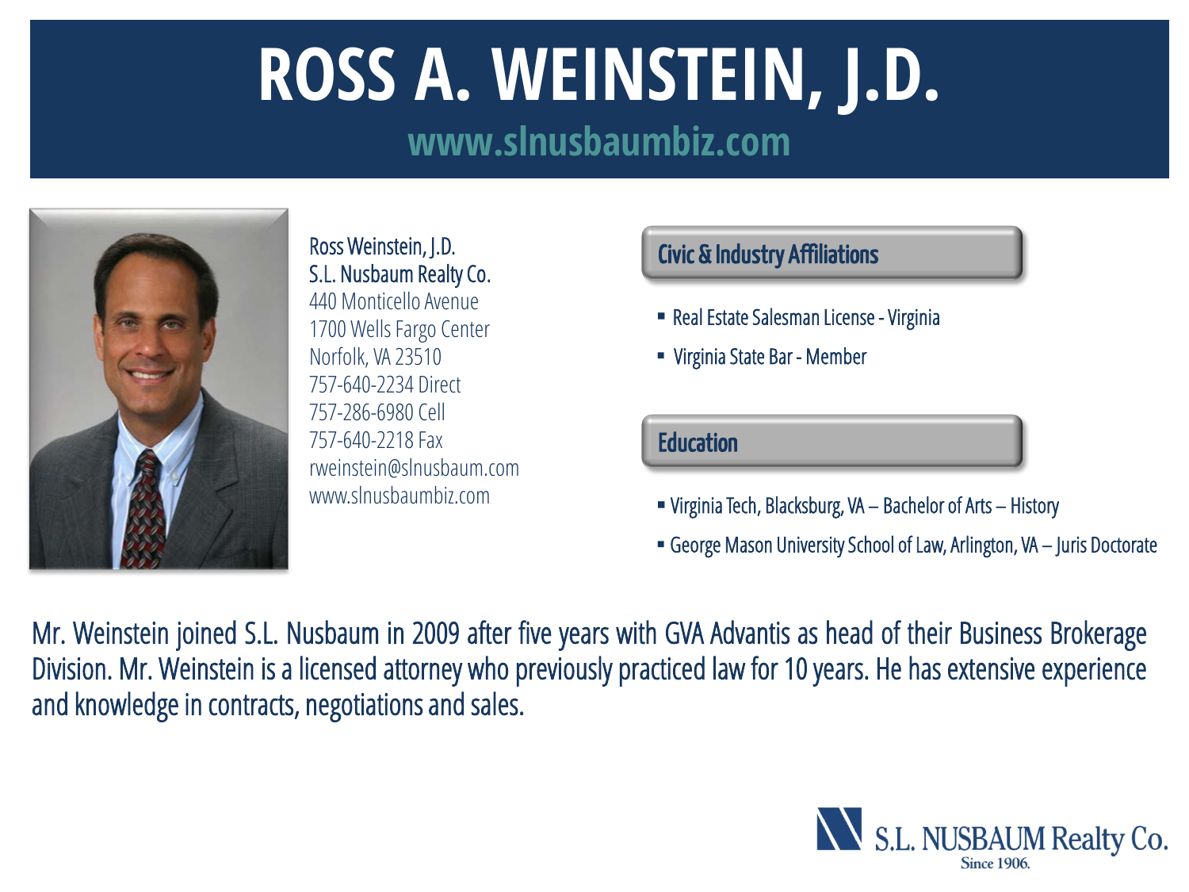# ROSS A. WEINSTEIN, J.D.

## www.slnusbaumbiz.com

Ross Weinstein, J.D.
S.L. Nusbaum Realty Co.
440 Monticello Avenue
1700 Wells Fargo Center
Norfolk, VA 23510
757-640-2234 Direct
757-286-6980 Cell
757-640-2218 Fax
rweinstein@slnusbaum.com
www.slnusbaumbiz.com

### Civic & Industry Affiliations

- Real Estate Salesman License - Virginia
- Virginia State Bar - Member

### Education

- Virginia Tech, Blacksburg, VA – Bachelor of Arts – History
- George Mason University School of Law, Arlington, VA – Juris Doctorate

Mr. Weinstein joined S.L. Nusbaum in 2009 after five years with GVA Advantis as head of their Business Brokerage Division. Mr. Weinstein is a licensed attorney who previously practiced law for 10 years. He has extensive experience and knowledge in contracts, negotiations and sales.

S.L. NUSBAUM Realty Co.
Since 1906.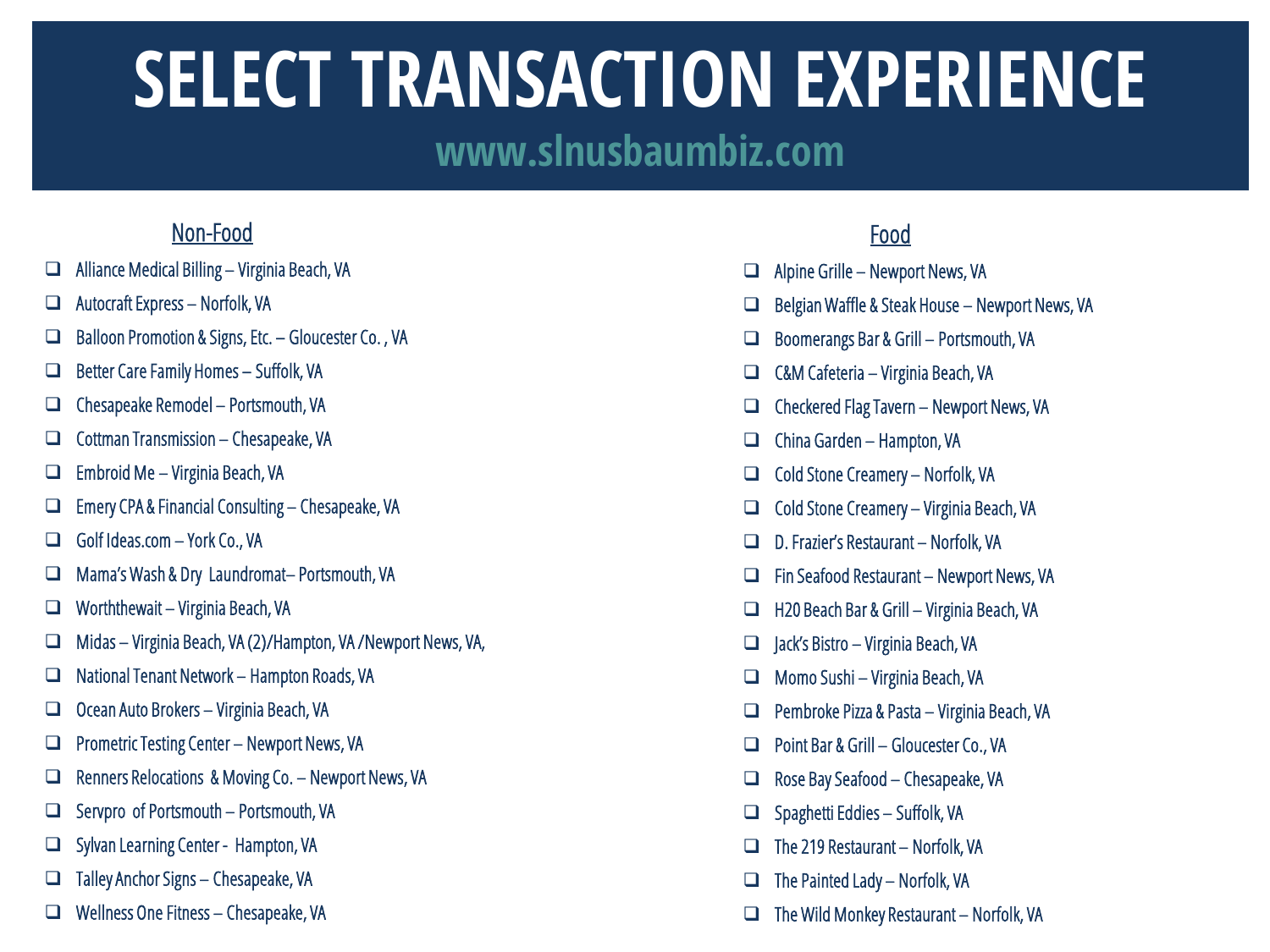# SELECT TRANSACTION EXPERIENCE

**www.slnusbaumbiz.com**

## Non-Food

- ❑ Alliance Medical Billing – Virginia Beach, VA
- ❑ Autocraft Express – Norfolk, VA
- ❑ Balloon Promotion & Signs, Etc. – Gloucester Co. , VA
- ❑ Better Care Family Homes – Suffolk, VA
- ❑ Chesapeake Remodel – Portsmouth, VA
- ❑ Cottman Transmission – Chesapeake, VA
- ❑ Embroid Me – Virginia Beach, VA
- ❑ Emery CPA & Financial Consulting – Chesapeake, VA
- ❑ Golf Ideas.com – York Co., VA
- ❑ Mama's Wash & Dry Laundromat– Portsmouth, VA
- ❑ Worththewait – Virginia Beach, VA
- ❑ Midas – Virginia Beach, VA (2)/Hampton, VA /Newport News, VA,
- ❑ National Tenant Network – Hampton Roads, VA
- ❑ Ocean Auto Brokers – Virginia Beach, VA
- ❑ Prometric Testing Center – Newport News, VA
- ❑ Renners Relocations & Moving Co. – Newport News, VA
- ❑ Servpro of Portsmouth – Portsmouth, VA
- ❑ Sylvan Learning Center - Hampton, VA
- ❑ Talley Anchor Signs – Chesapeake, VA
- ❑ Wellness One Fitness – Chesapeake, VA

## Food

- ❑ Alpine Grille – Newport News, VA
- ❑ Belgian Waffle & Steak House – Newport News, VA
- ❑ Boomerangs Bar & Grill – Portsmouth, VA
- ❑ C&M Cafeteria – Virginia Beach, VA
- ❑ Checkered Flag Tavern – Newport News, VA
- ❑ China Garden – Hampton, VA
- ❑ Cold Stone Creamery – Norfolk, VA
- ❑ Cold Stone Creamery – Virginia Beach, VA
- ❑ D. Frazier's Restaurant – Norfolk, VA
- ❑ Fin Seafood Restaurant – Newport News, VA
- ❑ H20 Beach Bar & Grill – Virginia Beach, VA
- ❑ Jack's Bistro – Virginia Beach, VA
- ❑ Momo Sushi – Virginia Beach, VA
- ❑ Pembroke Pizza & Pasta – Virginia Beach, VA
- ❑ Point Bar & Grill – Gloucester Co., VA
- ❑ Rose Bay Seafood – Chesapeake, VA
- ❑ Spaghetti Eddies – Suffolk, VA
- ❑ The 219 Restaurant – Norfolk, VA
- ❑ The Painted Lady – Norfolk, VA
- ❑ The Wild Monkey Restaurant – Norfolk, VA